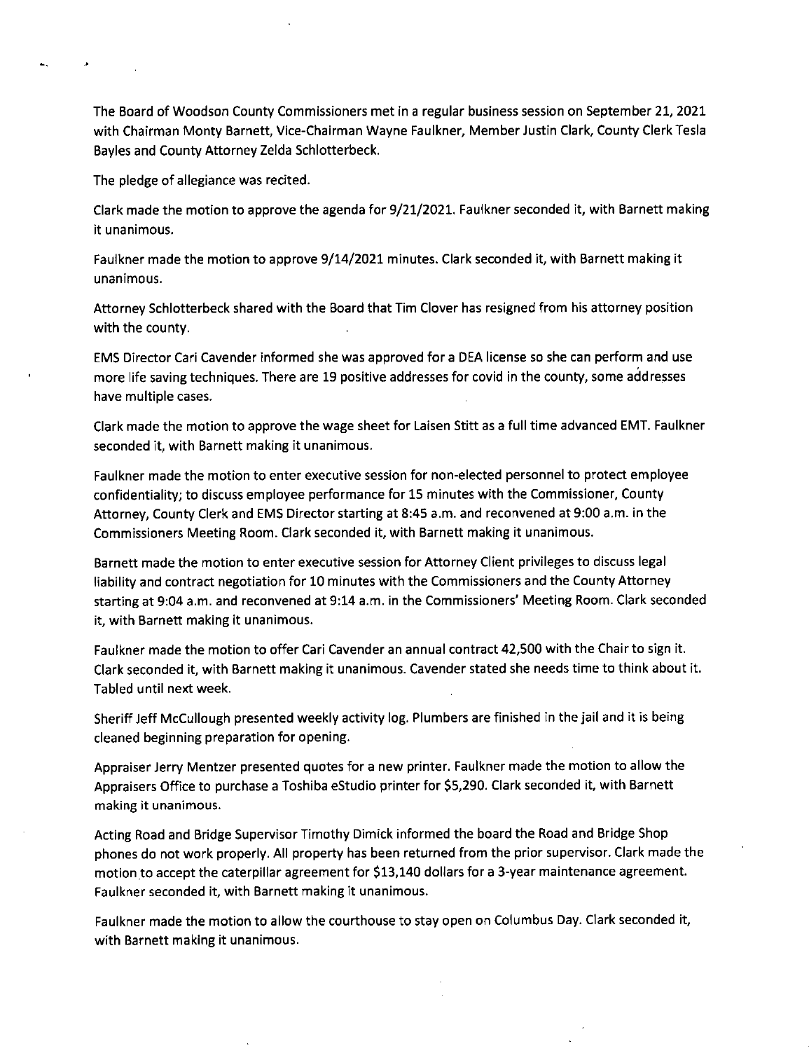The Board of Woodson County Commissioners met in a regular business session on September 21, 2021 with Chairman Monty Barnett, Vice-Chairman Wayne Faulkner, Member Justin Clark, County Clerk Tesla Bayles and County Attorney Zelda Schlotterbeck.

The pledge of allegiance was recited.

Clark made the motion to approve the agenda for 9/21/2021. Faulkner seconded it, with Barnett making it unanimous.

Faulkner made the motion to approve 9/14/2021 minutes. Clark seconded it, with Barnett making it unanimous.

Attorney Schlotterbeck shared with the Board that Tim Clover has resigned from his attorney position with the county.

EMS Director Cari Cavender informed she was approved for a DEA license so she can perform and use more life saving techniques. There are 19 positive addresses for covid in the county, some addresses have multiple cases.

Clark made the motion to approve the wage sheet for Laisen Stitt as a full time advanced EMT. Faulkner seconded it, with Barnett making it unanimous.

Faulkner made the motion to enter executive session for non-elected personnel to protect employee confidentiality; to discuss employee performance for 15 minutes with the Commissioner, County Attorney, County Clerk and EMS Director starting at 8:45 a.m. and reconvened at 9:00 a.m. in the Commissioners Meeting Room. Clark seconded it, with Barnett making it unanimous.

Barnett made the motion to enter executive session for Attorney Client privileges to discuss legal liability and contract negotiation for 10 minutes with the Commissioners and the County Attorney starting at 9:04 a.m. and reconvened at 9:14 a.m. in the Commissioners' Meeting Room. Clark seconded it, with Barnett making it unanimous.

Faulkner made the motion to offer Cari Cavender an annual contract 42,500 with the Chair to sign it. Clark seconded it, with Barnett making it unanimous. Cavender stated she needs time to think about it. Tabled until next week.

Sheriff Jeff McCullough presented weekly activity log. Plumbers are finished in the jail and it is being cleaned beginning preparation for opening.

Appraiser Jerry Mentzer presented quotes for a new printer. Faulkner made the motion to allow the Appraisers Office to purchase a Toshiba eStudio printer for $5,290. Clark seconded it, with Barnett making it unanimous.

Acting Road and Bridge Supervisor Timothy Dimick informed the board the Road and Bridge Shop phones do not work properly. All property has been returned from the prior supervisor. Clark made the motion to accept the caterpillar agreement for $13,140 dollars for a 3-year maintenance agreement. Faulkner seconded it, with Barnett making it unanimous.

Faulkner made the motion to allow the courthouse to stay open on Columbus Day. Clark seconded it, with Barnett making it unanimous.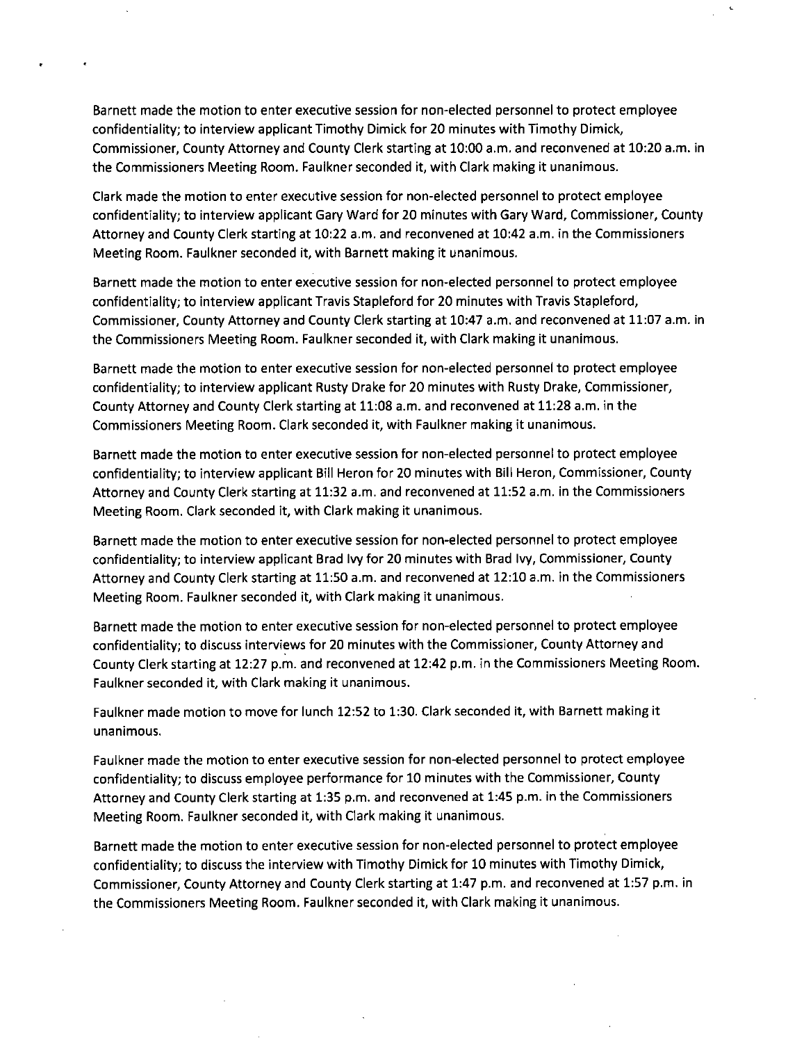Barnett made the motion to enter executive session for non-elected personnel to protect employee confidentiality; to interview applicant Timothy Dimick for 20 minutes with Timothy Dimick, Commissioner, County Attorney and County Clerk starting at 10:00 a.m. and reconvened at 10:20 a.m. in the Commissioners Meeting Room. Faulkner seconded it, with Clark making it unanimous.

Clark made the motion to enter executive session for non-elected personnel to protect employee confidentiality; to interview applicant Gary Ward for 20 minutes with Gary Ward, Commissioner, County Attorney and County Clerk starting at 10:22 a.m. and reconvened at 10:42 a.m. in the Commissioners Meeting Room. Faulkner seconded it, with Barnett making it unanimous.

Barnett made the motion to enter executive session for non-elected personnel to protect employee confidentiality; to interview applicant Travis Stapleford for 20 minutes with Travis Stapleford, Commissioner, County Attorney and County Clerk starting at 10:47 a.m. and reconvened at 11:07 a.m. in the Commissioners Meeting Room. Faulkner seconded it, with Clark making it unanimous.

Barnett made the motion to enter executive session for non-elected personnel to protect employee confidentiality; to interview applicant Rusty Drake for 20 minutes with Rusty Drake, Commissioner, County Attorney and County Clerk starting at 11:08 a.m. and reconvened at 11:28 a.m. in the Commissioners Meeting Room. Clark seconded it, with Faulkner making it unanimous.

Barnett made the motion to enter executive session for non-elected personnel to protect employee confidentiality; to interview applicant Bill Heron for 20 minutes with Bill Heron, Commissioner, County Attorney and County Clerk starting at 11:32 a.m. and reconvened at 11:52 a.m. in the Commissioners Meeting Room. Clark seconded it, with Clark making it unanimous.

Barnett made the motion to enter executive session for non-elected personnel to protect employee confidentiality; to interview applicant Brad Ivy for 20 minutes with Brad Ivy, Commissioner, County Attorney and County Clerk starting at 11:50 a.m. and reconvened at 12:10 a.m. in the Commissioners Meeting Room. Faulkner seconded it, with Clark making it unanimous.

Barnett made the motion to enter executive session for non-elected personnel to protect employee confidentiality; to discuss interviews for 20 minutes with the Commissioner, County Attorney and County Clerk starting at 12:27 p.m. and reconvened at 12:42 p.m. in the Commissioners Meeting Room. Faulkner seconded it, with Clark making it unanimous.

Faulkner made motion to move for lunch 12:52 to 1:30. Clark seconded it, with Barnett making it unanimous.

Faulkner made the motion to enter executive session for non-elected personnel to protect employee confidentiality; to discuss employee performance for 10 minutes with the Commissioner, County Attorney and County Clerk starting at 1:35 p.m. and reconvened at 1:45 p.m. in the Commissioners Meeting Room. Faulkner seconded it, with Clark making it unanimous.

Barnett made the motion to enter executive session for non-elected personnel to protect employee confidentiality; to discuss the interview with Timothy Dimick for 10 minutes with Timothy Dimick, Commissioner, County Attorney and County Clerk starting at 1:47 p.m. and reconvened at 1:57 p.m. in the Commissioners Meeting Room. Faulkner seconded it, with Clark making it unanimous.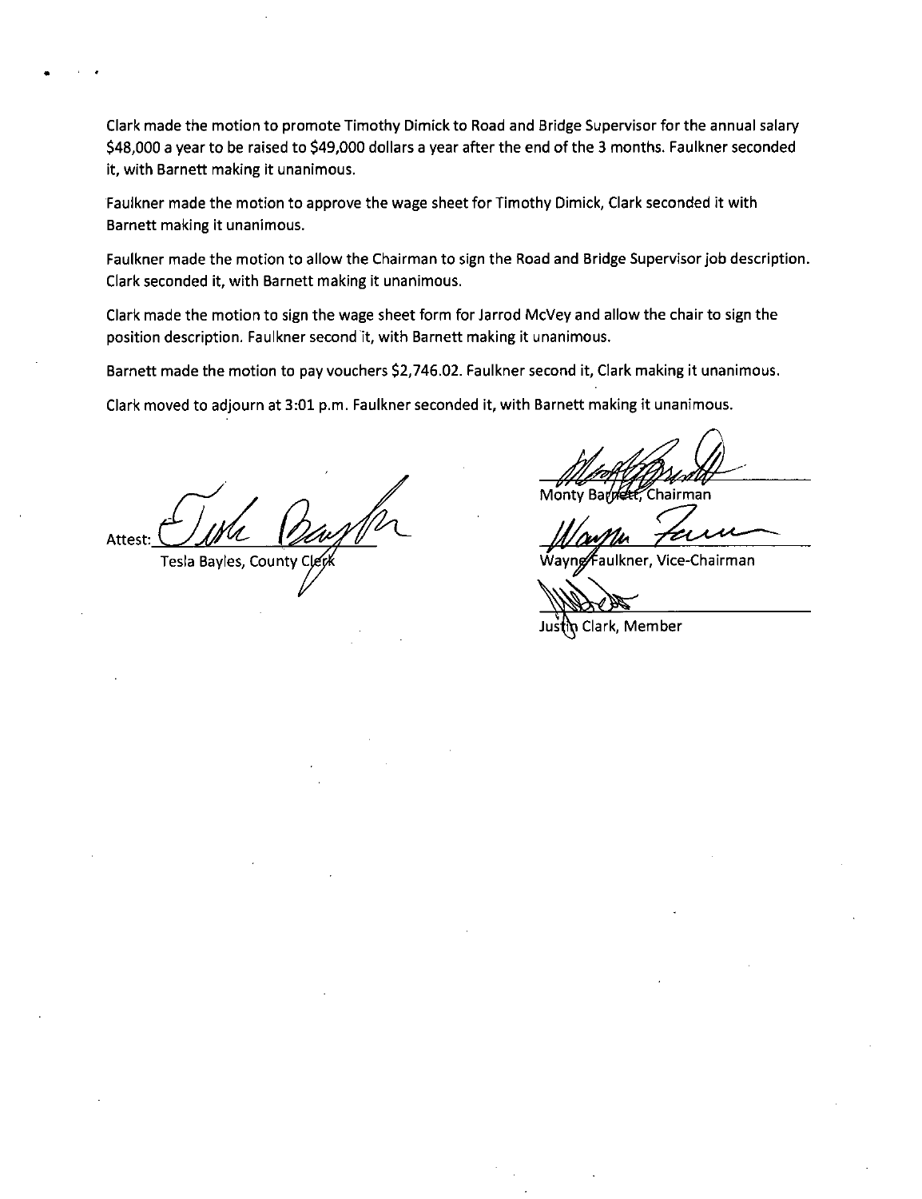Clark made the motion to promote Timothy Dimick to Road and Bridge Supervisor for the annual salary $48,000 a year to be raised to $49,000 dollars a year after the end of the 3 months. Faulkner seconded it, with Barnett making it unanimous.

Faulkner made the motion to approve the wage sheet for Timothy Dimick, Clark seconded it with Barnett making it unanimous.

Faulkner made the motion to allow the Chairman to sign the Road and Bridge Supervisor job description. Clark seconded it, with Barnett making it unanimous.

Clark made the motion to sign the wage sheet form for Jarrod McVey and allow the chair to sign the position description. Faulkner second it, with Barnett making it unanimous.

Barnett made the motion to pay vouchers $2,746.02. Faulkner second it, Clark making it unanimous.

Clark moved to adjourn at 3:01 p.m. Faulkner seconded it, with Barnett making it unanimous.

Attest: ____________________
Tesla Bayles, County Clerk

____________________
Monty Barnett, Chairman

____________________
Wayne Faulkner, Vice-Chairman

____________________
Justin Clark, Member